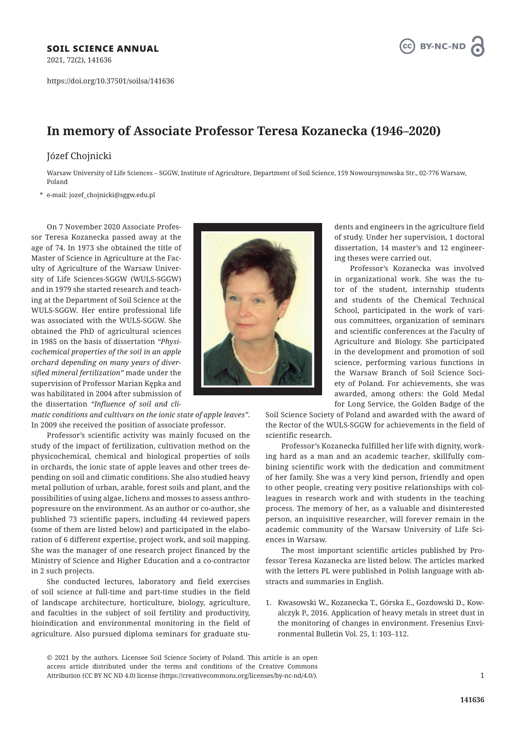**SOIL SCIENCE ANNUAL**

2021, 72(2), 141636

https://doi.org/10.37501/soilsa/141636

# In memory of Associate Professor Teresa Kozanecka (1946–2020)

Józef Chojnicki

Warsaw University of Life Sciences – SGGW, Institute of Agriculture, Department of Soil Science, 159 Nowoursynowska Str., 02-776 Warsaw, Poland

\* e-mail: jozef_chojnicki@sggw.edu.pl

On 7 November 2020 Associate Professor Teresa Kozanecka passed away at the age of 74. In 1973 she obtained the title of Master of Science in Agriculture at the Faculty of Agriculture of the Warsaw University of Life Sciences-SGGW (WULS-SGGW) and in 1979 she started research and teaching at the Department of Soil Science at the WULS-SGGW. Her entire professional life was associated with the WULS-SGGW. She obtained the PhD of agricultural sciences in 1985 on the basis of dissertation *"Physicochemical properties of the soil in an apple orchard depending on many years of diversified mineral fertilization"* made under the supervision of Professor Marian Kępka and was habilitated in 2004 after submission of the dissertation *"Influence of soil and climatic conditions and cultivars on the ionic state of apple leaves"*. In 2009 she received the position of associate professor.

Professor's scientific activity was mainly focused on the study of the impact of fertilization, cultivation method on the physicochemical, chemical and biological properties of soils in orchards, the ionic state of apple leaves and other trees depending on soil and climatic conditions. She also studied heavy metal pollution of urban, arable, forest soils and plant, and the possibilities of using algae, lichens and mosses to assess anthropopressure on the environment. As an author or co-author, she published 73 scientific papers, including 44 reviewed papers (some of them are listed below) and participated in the elaboration of 6 different expertise, project work, and soil mapping. She was the manager of one research project financed by the Ministry of Science and Higher Education and a co-contractor in 2 such projects.

She conducted lectures, laboratory and field exercises of soil science at full-time and part-time studies in the field of landscape architecture, horticulture, biology, agriculture, and faculties in the subject of soil fertility and productivity, bioindication and environmental monitoring in the field of agriculture. Also pursued diploma seminars for graduate students and engineers in the agriculture field of study. Under her supervision, 1 doctoral dissertation, 14 master's and 12 engineering theses were carried out.

Professor's Kozanecka was involved in organizational work. She was the tutor of the student, internship students and students of the Chemical Technical School, participated in the work of various committees, organization of seminars and scientific conferences at the Faculty of Agriculture and Biology. She participated in the development and promotion of soil science, performing various functions in the Warsaw Branch of Soil Science Society of Poland. For achievements, she was awarded, among others: the Gold Medal for Long Service, the Golden Badge of the Soil Science Society of Poland and awarded with the award of the Rector of the WULS-SGGW for achievements in the field of scientific research.

Professor's Kozanecka fulfilled her life with dignity, working hard as a man and an academic teacher, skillfully combining scientific work with the dedication and commitment of her family. She was a very kind person, friendly and open to other people, creating very positive relationships with colleagues in research work and with students in the teaching process. The memory of her, as a valuable and disinterested person, an inquisitive researcher, will forever remain in the academic community of the Warsaw University of Life Sciences in Warsaw.

The most important scientific articles published by Professor Teresa Kozanecka are listed below. The articles marked with the letters PL were published in Polish language with abstracts and summaries in English.

1. Kwasowski W., Kozanecka T., Górska E., Gozdowski D., Kowalczyk P., 2016. Application of heavy metals in street dust in the monitoring of changes in environment. Fresenius Environmental Bulletin Vol. 25, 1: 103–112.

© 2021 by the authors. Licensee Soil Science Society of Poland. This article is an open access article distributed under the terms and conditions of the Creative Commons Attribution (CC BY NC ND 4.0) license (https://creativecommons.org/licenses/by-nc-nd/4.0/).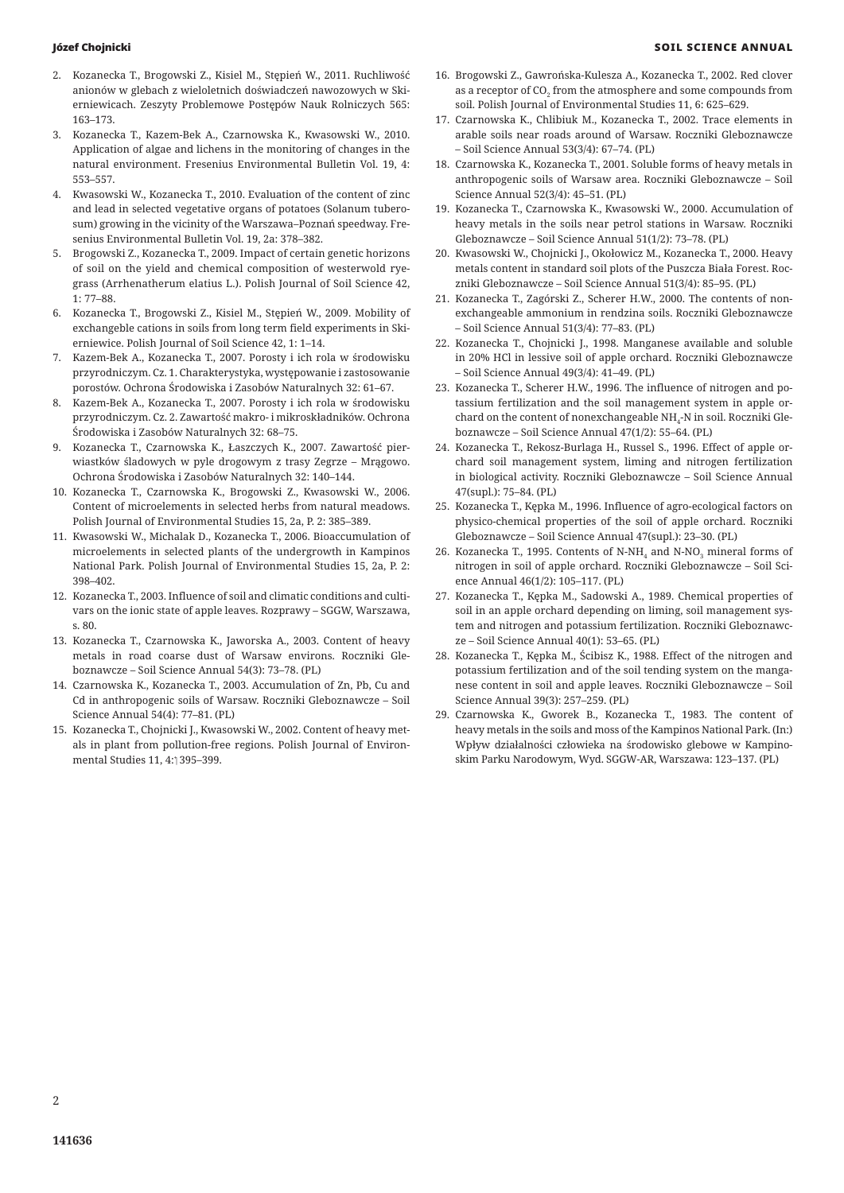2. Kozanecka T., Brogowski Z., Kisiel M., Stępień W., 2011. Ruchliwość anionów w glebach z wieloletnich doświadczeń nawozowych w Skierniewicach. Zeszyty Problemowe Postępów Nauk Rolniczych 565: 163–173.
3. Kozanecka T., Kazem-Bek A., Czarnowska K., Kwasowski W., 2010. Application of algae and lichens in the monitoring of changes in the natural environment. Fresenius Environmental Bulletin Vol. 19, 4: 553–557.
4. Kwasowski W., Kozanecka T., 2010. Evaluation of the content of zinc and lead in selected vegetative organs of potatoes (Solanum tuberosum) growing in the vicinity of the Warszawa–Poznań speedway. Fresenius Environmental Bulletin Vol. 19, 2a: 378–382.
5. Brogowski Z., Kozanecka T., 2009. Impact of certain genetic horizons of soil on the yield and chemical composition of westerwold ryegrass (Arrhenatherum elatius L.). Polish Journal of Soil Science 42, 1: 77–88.
6. Kozanecka T., Brogowski Z., Kisiel M., Stępień W., 2009. Mobility of exchangeble cations in soils from long term field experiments in Skierniewice. Polish Journal of Soil Science 42, 1: 1–14.
7. Kazem-Bek A., Kozanecka T., 2007. Porosty i ich rola w środowisku przyrodniczym. Cz. 1. Charakterystyka, występowanie i zastosowanie porostów. Ochrona Środowiska i Zasobów Naturalnych 32: 61–67.
8. Kazem-Bek A., Kozanecka T., 2007. Porosty i ich rola w środowisku przyrodniczym. Cz. 2. Zawartość makro- i mikroskładników. Ochrona Środowiska i Zasobów Naturalnych 32: 68–75.
9. Kozanecka T., Czarnowska K., Łaszczych K., 2007. Zawartość pierwiastków śladowych w pyle drogowym z trasy Zegrze – Mrągowo. Ochrona Środowiska i Zasobów Naturalnych 32: 140–144.
10. Kozanecka T., Czarnowska K., Brogowski Z., Kwasowski W., 2006. Content of microelements in selected herbs from natural meadows. Polish Journal of Environmental Studies 15, 2a, P. 2: 385–389.
11. Kwasowski W., Michalak D., Kozanecka T., 2006. Bioaccumulation of microelements in selected plants of the undergrowth in Kampinos National Park. Polish Journal of Environmental Studies 15, 2a, P. 2: 398–402.
12. Kozanecka T., 2003. Influence of soil and climatic conditions and cultivars on the ionic state of apple leaves. Rozprawy – SGGW, Warszawa, s. 80.
13. Kozanecka T., Czarnowska K., Jaworska A., 2003. Content of heavy metals in road coarse dust of Warsaw environs. Roczniki Gleboznawcze – Soil Science Annual 54(3): 73–78. (PL)
14. Czarnowska K., Kozanecka T., 2003. Accumulation of Zn, Pb, Cu and Cd in anthropogenic soils of Warsaw. Roczniki Gleboznawcze – Soil Science Annual 54(4): 77–81. (PL)
15. Kozanecka T., Chojnicki J., Kwasowski W., 2002. Content of heavy metals in plant from pollution-free regions. Polish Journal of Environmental Studies 11, 4: 395–399.
16. Brogowski Z., Gawrońska-Kulesza A., Kozanecka T., 2002. Red clover as a receptor of $CO_2$ from the atmosphere and some compounds from soil. Polish Journal of Environmental Studies 11, 6: 625–629.
17. Czarnowska K., Chlibiuk M., Kozanecka T., 2002. Trace elements in arable soils near roads around of Warsaw. Roczniki Gleboznawcze – Soil Science Annual 53(3/4): 67–74. (PL)
18. Czarnowska K., Kozanecka T., 2001. Soluble forms of heavy metals in anthropogenic soils of Warsaw area. Roczniki Gleboznawcze – Soil Science Annual 52(3/4): 45–51. (PL)
19. Kozanecka T., Czarnowska K., Kwasowski W., 2000. Accumulation of heavy metals in the soils near petrol stations in Warsaw. Roczniki Gleboznawcze – Soil Science Annual 51(1/2): 73–78. (PL)
20. Kwasowski W., Chojnicki J., Okołowicz M., Kozanecka T., 2000. Heavy metals content in standard soil plots of the Puszcza Biała Forest. Roczniki Gleboznawcze – Soil Science Annual 51(3/4): 85–95. (PL)
21. Kozanecka T., Zagórski Z., Scherer H.W., 2000. The contents of non-exchangeable ammonium in rendzina soils. Roczniki Gleboznawcze – Soil Science Annual 51(3/4): 77–83. (PL)
22. Kozanecka T., Chojnicki J., 1998. Manganese available and soluble in 20% HCl in lessive soil of apple orchard. Roczniki Gleboznawcze – Soil Science Annual 49(3/4): 41–49. (PL)
23. Kozanecka T., Scherer H.W., 1996. The influence of nitrogen and potassium fertilization and the soil management system in apple orchard on the content of nonexchangeable $NH_4$-N in soil. Roczniki Gleboznawcze – Soil Science Annual 47(1/2): 55–64. (PL)
24. Kozanecka T., Rekosz-Burlaga H., Russel S., 1996. Effect of apple orchard soil management system, liming and nitrogen fertilization in biological activity. Roczniki Gleboznawcze – Soil Science Annual 47(supl.): 75–84. (PL)
25. Kozanecka T., Kępka M., 1996. Influence of agro-ecological factors on physico-chemical properties of the soil of apple orchard. Roczniki Gleboznawcze – Soil Science Annual 47(supl.): 23–30. (PL)
26. Kozanecka T., 1995. Contents of N-$NH_4$ and N-$NO_3$ mineral forms of nitrogen in soil of apple orchard. Roczniki Gleboznawcze – Soil Science Annual 46(1/2): 105–117. (PL)
27. Kozanecka T., Kępka M., Sadowski A., 1989. Chemical properties of soil in an apple orchard depending on liming, soil management system and nitrogen and potassium fertilization. Roczniki Gleboznawcze – Soil Science Annual 40(1): 53–65. (PL)
28. Kozanecka T., Kępka M., Ścibisz K., 1988. Effect of the nitrogen and potassium fertilization and of the soil tending system on the manganese content in soil and apple leaves. Roczniki Gleboznawcze – Soil Science Annual 39(3): 257–259. (PL)
29. Czarnowska K., Gworek B., Kozanecka T., 1983. The content of heavy metals in the soils and moss of the Kampinos National Park. (In:) Wpływ działalności człowieka na środowisko glebowe w Kampinoskim Parku Narodowym, Wyd. SGGW-AR, Warszawa: 123–137. (PL)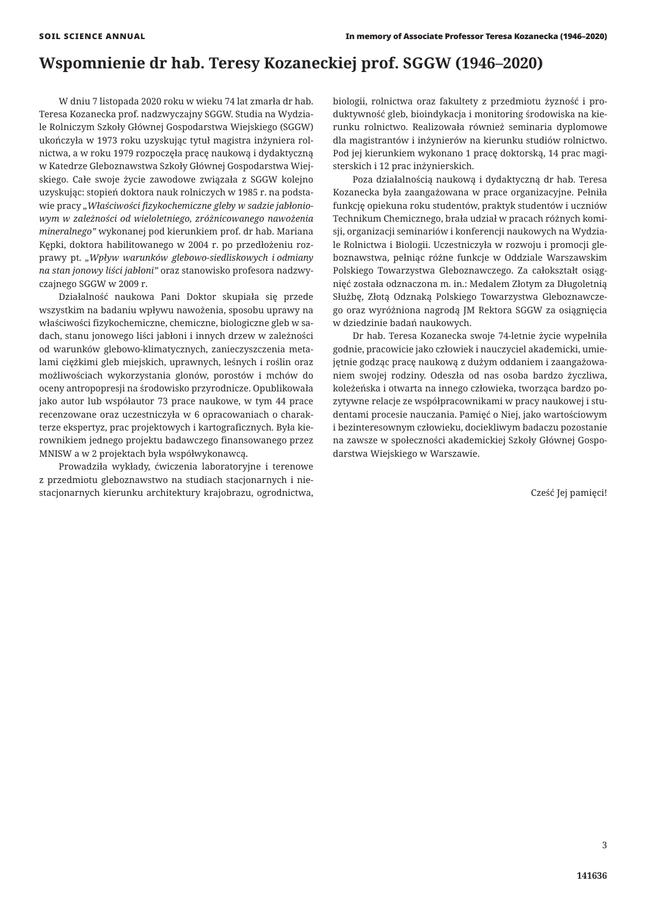# Wspomnienie dr hab. Teresy Kozaneckiej prof. SGGW (1946–2020)

W dniu 7 listopada 2020 roku w wieku 74 lat zmarła dr hab. Teresa Kozanecka prof. nadzwyczajny SGGW. Studia na Wydziale Rolniczym Szkoły Głównej Gospodarstwa Wiejskiego (SGGW) ukończyła w 1973 roku uzyskując tytuł magistra inżyniera rolnictwa, a w roku 1979 rozpoczęła pracę naukową i dydaktyczną w Katedrze Gleboznawstwa Szkoły Głównej Gospodarstwa Wiejskiego. Całe swoje życie zawodowe związała z SGGW kolejno uzyskując: stopień doktora nauk rolniczych w 1985 r. na podstawie pracy *„Właściwości fizykochemiczne gleby w sadzie jabłoniowym w zależności od wieloletniego, zróżnicowanego nawożenia mineralnego"* wykonanej pod kierunkiem prof. dr hab. Mariana Kępki, doktora habilitowanego w 2004 r. po przedłożeniu rozprawy pt. *„Wpływ warunków glebowo-siedliskowych i odmiany na stan jonowy liści jabłoni"* oraz stanowisko profesora nadzwyczajnego SGGW w 2009 r.

Działalność naukowa Pani Doktor skupiała się przede wszystkim na badaniu wpływu nawożenia, sposobu uprawy na właściwości fizykochemiczne, chemiczne, biologiczne gleb w sadach, stanu jonowego liści jabłoni i innych drzew w zależności od warunków glebowo-klimatycznych, zanieczyszczenia metalami ciężkimi gleb miejskich, uprawnych, leśnych i roślin oraz możliwościach wykorzystania glonów, porostów i mchów do oceny antropopresji na środowisko przyrodnicze. Opublikowała jako autor lub współautor 73 prace naukowe, w tym 44 prace recenzowane oraz uczestniczyła w 6 opracowaniach o charakterze ekspertyz, prac projektowych i kartograficznych. Była kierownikiem jednego projektu badawczego finansowanego przez MNISW a w 2 projektach była współwykonawcą.

Prowadziła wykłady, ćwiczenia laboratoryjne i terenowe z przedmiotu gleboznawstwo na studiach stacjonarnych i niestacjonarnych kierunku architektury krajobrazu, ogrodnictwa, biologii, rolnictwa oraz fakultety z przedmiotu żyzność i produktywność gleb, bioindykacja i monitoring środowiska na kierunku rolnictwo. Realizowała również seminaria dyplomowe dla magistrantów i inżynierów na kierunku studiów rolnictwo. Pod jej kierunkiem wykonano 1 pracę doktorską, 14 prac magisterskich i 12 prac inżynierskich.

Poza działalnością naukową i dydaktyczną dr hab. Teresa Kozanecka była zaangażowana w prace organizacyjne. Pełniła funkcję opiekuna roku studentów, praktyk studentów i uczniów Technikum Chemicznego, brała udział w pracach różnych komisji, organizacji seminariów i konferencji naukowych na Wydziale Rolnictwa i Biologii. Uczestniczyła w rozwoju i promocji gleboznawstwa, pełniąc różne funkcje w Oddziale Warszawskim Polskiego Towarzystwa Gleboznawczego. Za całokształt osiągnięć została odznaczona m. in.: Medalem Złotym za Długoletnią Służbę, Złotą Odznaką Polskiego Towarzystwa Gleboznawczego oraz wyróżniona nagrodą JM Rektora SGGW za osiągnięcia w dziedzinie badań naukowych.

Dr hab. Teresa Kozanecka swoje 74-letnie życie wypełniła godnie, pracowicie jako człowiek i nauczyciel akademicki, umiejętnie godząc pracę naukową z dużym oddaniem i zaangażowaniem swojej rodziny. Odeszła od nas osoba bardzo życzliwa, koleżeńska i otwarta na innego człowieka, tworząca bardzo pozytywne relacje ze współpracownikami w pracy naukowej i studentami procesie nauczania. Pamięć o Niej, jako wartościowym i bezinteresownym człowieku, dociekliwym badaczu pozostanie na zawsze w społeczności akademickiej Szkoły Głównej Gospodarstwa Wiejskiego w Warszawie.

Cześć Jej pamięci!